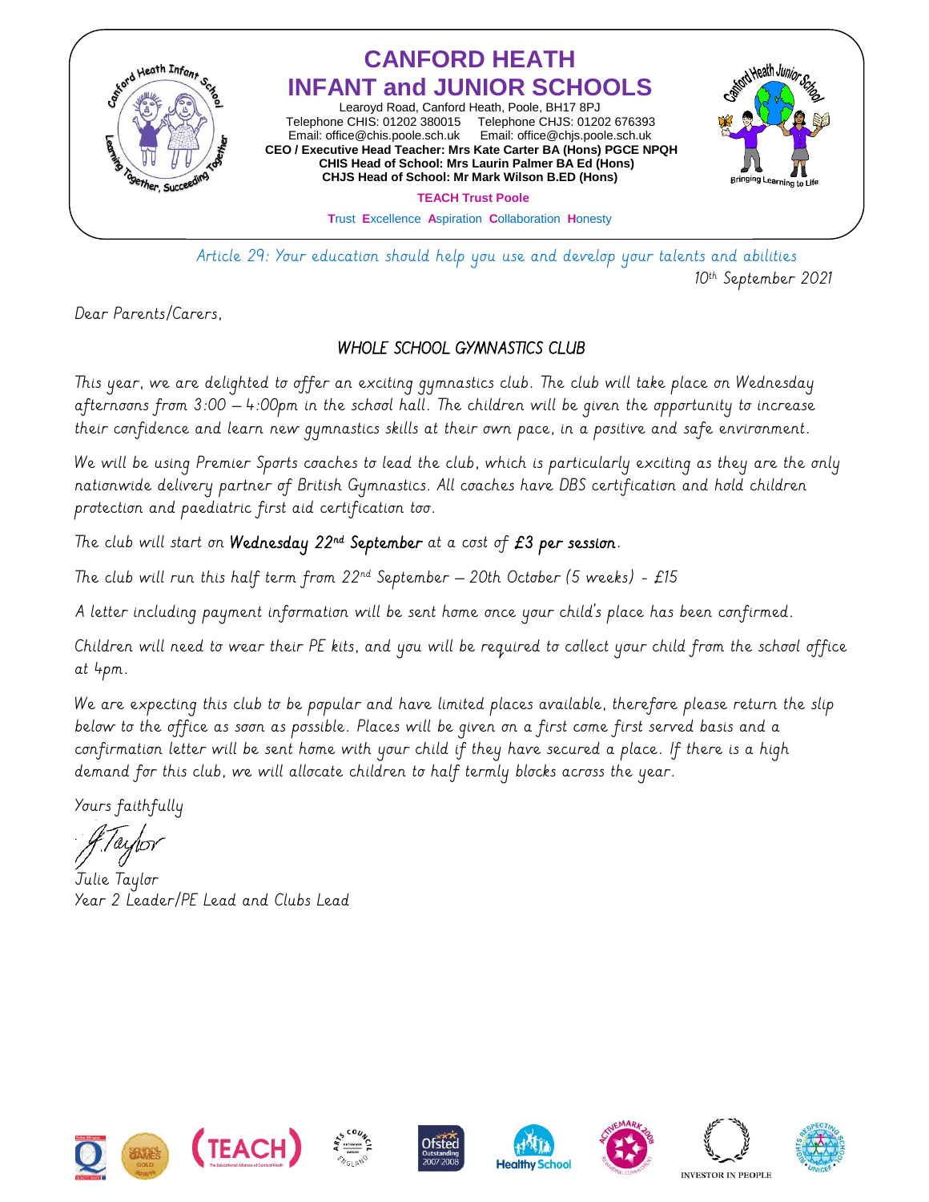# CANFORD HEATH INFANT and JUNIOR SCHOOLS

Learoyd Road, Canford Heath, Poole, BH17 8PJ
Telephone CHIS: 01202 380015 Telephone CHJS: 01202 676393
Email: office@chis.poole.sch.uk Email: office@chjs.poole.sch.uk

**CEO / Executive Head Teacher: Mrs Kate Carter BA (Hons) PGCE NPQH**
**CHIS Head of School: Mrs Laurin Palmer BA Ed (Hons)**
**CHJS Head of School: Mr Mark Wilson B.ED (Hons)**

**TEACH Trust Poole**

**T**rust **E**xcellence **A**spiration **C**ollaboration **H**onesty

*Article 29: Your education should help you use and develop your talents and abilities*

10th September 2021

Dear Parents/Carers,

## WHOLE SCHOOL GYMNASTICS CLUB

This year, we are delighted to offer an exciting gymnastics club. The club will take place on Wednesday afternoons from 3:00 – 4:00pm in the school hall. The children will be given the opportunity to increase their confidence and learn new gymnastics skills at their own pace, in a positive and safe environment.

We will be using Premier Sports coaches to lead the club, which is particularly exciting as they are the only nationwide delivery partner of British Gymnastics. All coaches have DBS certification and hold children protection and paediatric first aid certification too.

The club will start on **Wednesday 22nd September** at a cost of **£3 per session**.

The club will run this half term from 22nd September – 20th October (5 weeks) - £15

A letter including payment information will be sent home once your child's place has been confirmed.

Children will need to wear their PE kits, and you will be required to collect your child from the school office at 4pm.

We are expecting this club to be popular and have limited places available, therefore please return the slip below to the office as soon as possible. Places will be given on a first come first served basis and a confirmation letter will be sent home with your child if they have secured a place. If there is a high demand for this club, we will allocate children to half termly blocks across the year.

Yours faithfully

J Taylor

Julie Taylor
Year 2 Leader/PE Lead and Clubs Lead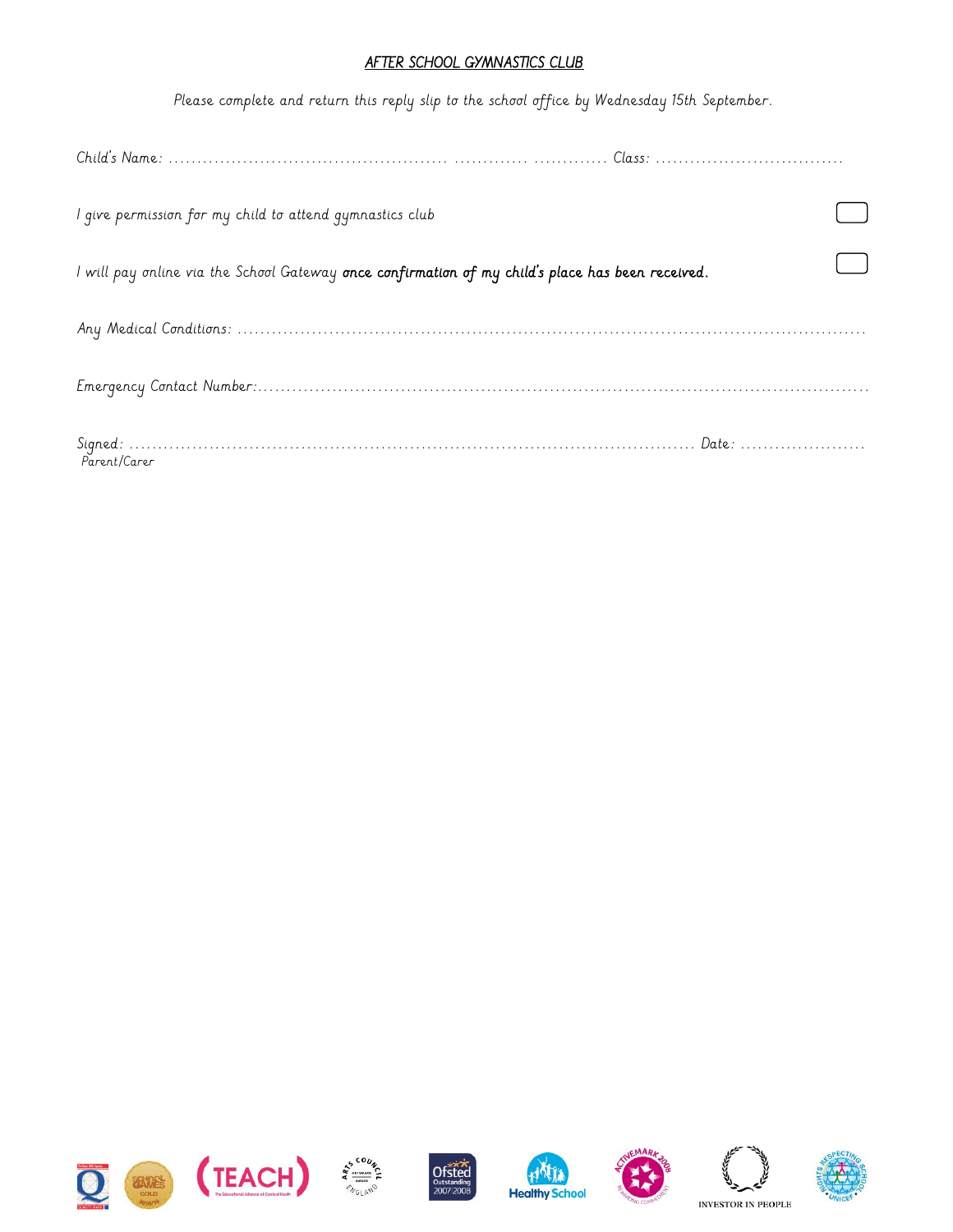## *AFTER SCHOOL GYMNASTICS CLUB*

Please complete and return this reply slip to the school office by Wednesday 15th September.

Child's Name: ............................................... ............. ............. Class: ................................

I give permission for my child to attend gymnastics club ☐

I will pay online via the School Gateway **once confirmation of my child's place has been received.** ☐

Any Medical Conditions: ........................................................................................................

Emergency Contact Number:....................................................................................................

Signed: ............................................................................................... Date: .....................
Parent/Carer